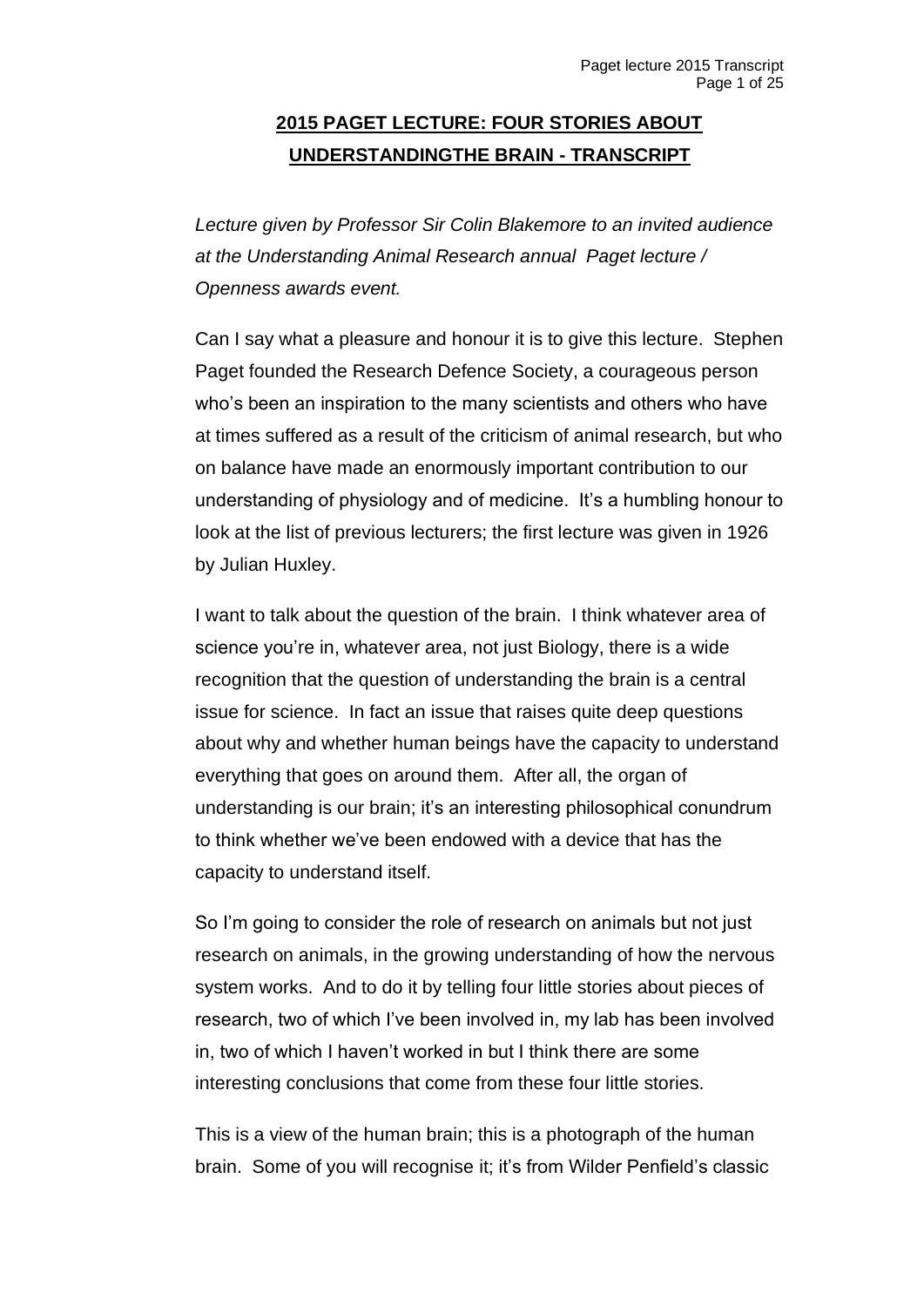# 2015 PAGET LECTURE: FOUR STORIES ABOUT UNDERSTANDINGTHE BRAIN - TRANSCRIPT

*Lecture given by Professor Sir Colin Blakemore to an invited audience at the Understanding Animal Research annual Paget lecture / Openness awards event.*

Can I say what a pleasure and honour it is to give this lecture. Stephen Paget founded the Research Defence Society, a courageous person who's been an inspiration to the many scientists and others who have at times suffered as a result of the criticism of animal research, but who on balance have made an enormously important contribution to our understanding of physiology and of medicine. It's a humbling honour to look at the list of previous lecturers; the first lecture was given in 1926 by Julian Huxley.

I want to talk about the question of the brain. I think whatever area of science you're in, whatever area, not just Biology, there is a wide recognition that the question of understanding the brain is a central issue for science. In fact an issue that raises quite deep questions about why and whether human beings have the capacity to understand everything that goes on around them. After all, the organ of understanding is our brain; it's an interesting philosophical conundrum to think whether we've been endowed with a device that has the capacity to understand itself.

So I'm going to consider the role of research on animals but not just research on animals, in the growing understanding of how the nervous system works. And to do it by telling four little stories about pieces of research, two of which I've been involved in, my lab has been involved in, two of which I haven't worked in but I think there are some interesting conclusions that come from these four little stories.

This is a view of the human brain; this is a photograph of the human brain. Some of you will recognise it; it's from Wilder Penfield's classic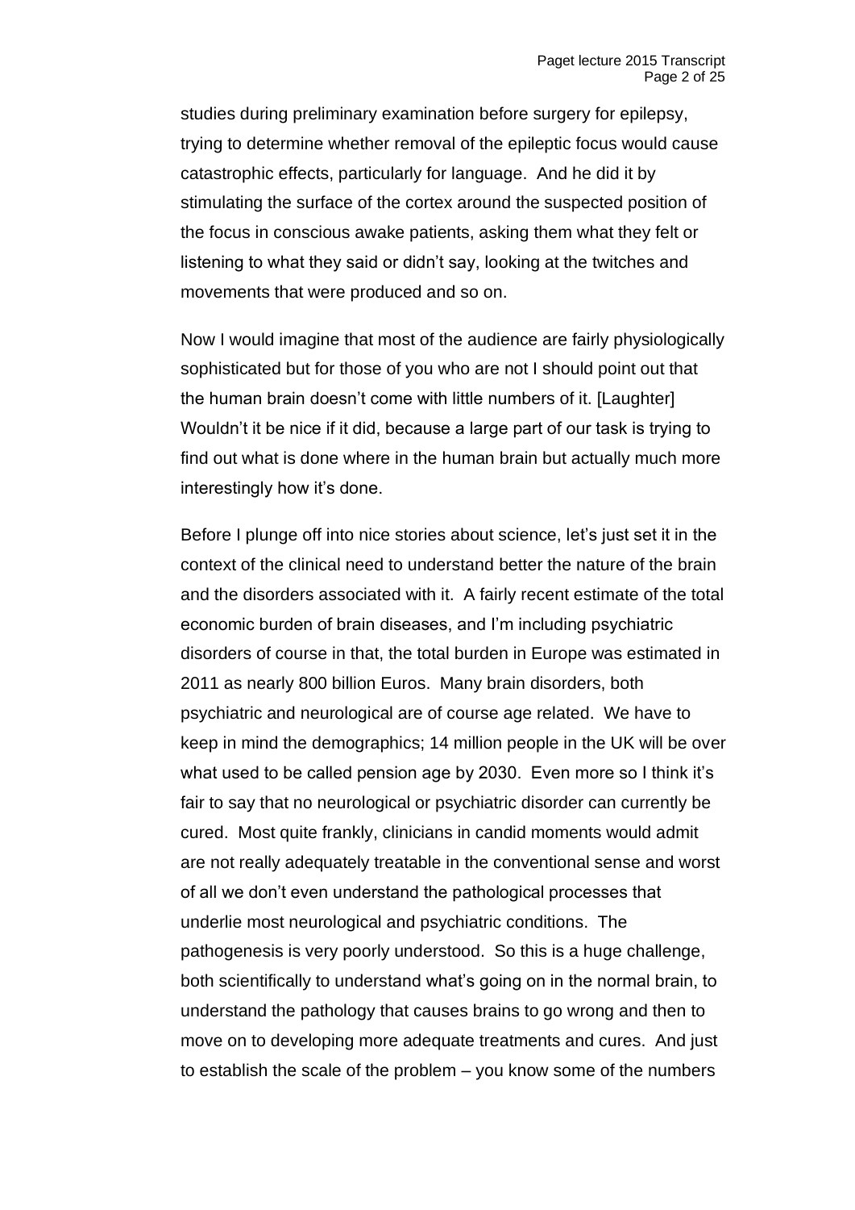studies during preliminary examination before surgery for epilepsy, trying to determine whether removal of the epileptic focus would cause catastrophic effects, particularly for language. And he did it by stimulating the surface of the cortex around the suspected position of the focus in conscious awake patients, asking them what they felt or listening to what they said or didn't say, looking at the twitches and movements that were produced and so on.

Now I would imagine that most of the audience are fairly physiologically sophisticated but for those of you who are not I should point out that the human brain doesn't come with little numbers of it. [Laughter] Wouldn't it be nice if it did, because a large part of our task is trying to find out what is done where in the human brain but actually much more interestingly how it's done.

Before I plunge off into nice stories about science, let's just set it in the context of the clinical need to understand better the nature of the brain and the disorders associated with it. A fairly recent estimate of the total economic burden of brain diseases, and I'm including psychiatric disorders of course in that, the total burden in Europe was estimated in 2011 as nearly 800 billion Euros. Many brain disorders, both psychiatric and neurological are of course age related. We have to keep in mind the demographics; 14 million people in the UK will be over what used to be called pension age by 2030. Even more so I think it's fair to say that no neurological or psychiatric disorder can currently be cured. Most quite frankly, clinicians in candid moments would admit are not really adequately treatable in the conventional sense and worst of all we don't even understand the pathological processes that underlie most neurological and psychiatric conditions. The pathogenesis is very poorly understood. So this is a huge challenge, both scientifically to understand what's going on in the normal brain, to understand the pathology that causes brains to go wrong and then to move on to developing more adequate treatments and cures. And just to establish the scale of the problem – you know some of the numbers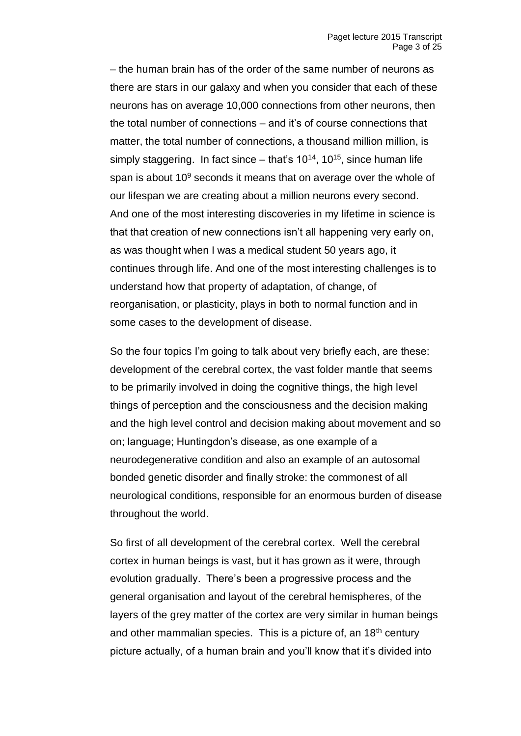– the human brain has of the order of the same number of neurons as there are stars in our galaxy and when you consider that each of these neurons has on average 10,000 connections from other neurons, then the total number of connections – and it's of course connections that matter, the total number of connections, a thousand million million, is simply staggering. In fact since – that's $10^{14}$, $10^{15}$, since human life span is about $10^{9}$ seconds it means that on average over the whole of our lifespan we are creating about a million neurons every second. And one of the most interesting discoveries in my lifetime in science is that that creation of new connections isn't all happening very early on, as was thought when I was a medical student 50 years ago, it continues through life. And one of the most interesting challenges is to understand how that property of adaptation, of change, of reorganisation, or plasticity, plays in both to normal function and in some cases to the development of disease.

So the four topics I'm going to talk about very briefly each, are these: development of the cerebral cortex, the vast folder mantle that seems to be primarily involved in doing the cognitive things, the high level things of perception and the consciousness and the decision making and the high level control and decision making about movement and so on; language; Huntingdon's disease, as one example of a neurodegenerative condition and also an example of an autosomal bonded genetic disorder and finally stroke: the commonest of all neurological conditions, responsible for an enormous burden of disease throughout the world.

So first of all development of the cerebral cortex. Well the cerebral cortex in human beings is vast, but it has grown as it were, through evolution gradually. There's been a progressive process and the general organisation and layout of the cerebral hemispheres, of the layers of the grey matter of the cortex are very similar in human beings and other mammalian species. This is a picture of, an 18th century picture actually, of a human brain and you'll know that it's divided into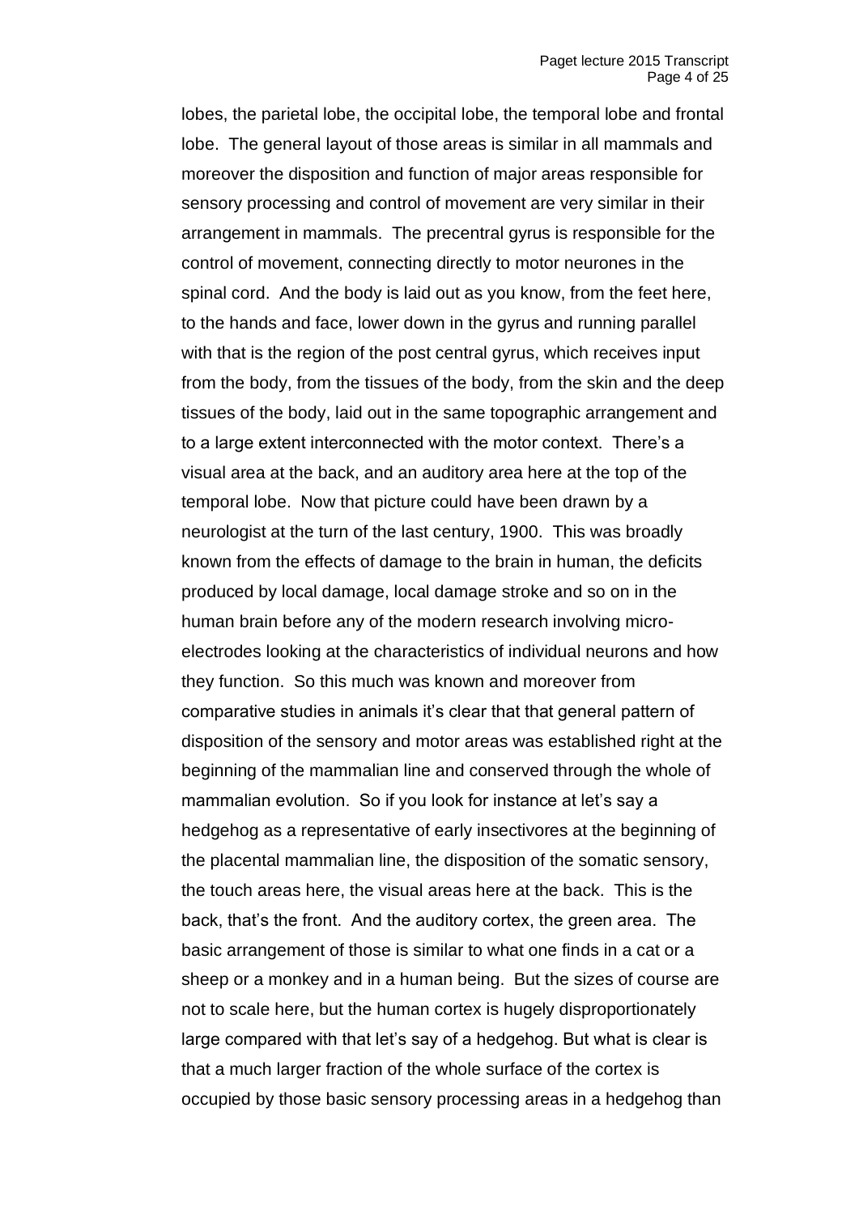lobes, the parietal lobe, the occipital lobe, the temporal lobe and frontal lobe. The general layout of those areas is similar in all mammals and moreover the disposition and function of major areas responsible for sensory processing and control of movement are very similar in their arrangement in mammals. The precentral gyrus is responsible for the control of movement, connecting directly to motor neurones in the spinal cord. And the body is laid out as you know, from the feet here, to the hands and face, lower down in the gyrus and running parallel with that is the region of the post central gyrus, which receives input from the body, from the tissues of the body, from the skin and the deep tissues of the body, laid out in the same topographic arrangement and to a large extent interconnected with the motor context. There's a visual area at the back, and an auditory area here at the top of the temporal lobe. Now that picture could have been drawn by a neurologist at the turn of the last century, 1900. This was broadly known from the effects of damage to the brain in human, the deficits produced by local damage, local damage stroke and so on in the human brain before any of the modern research involving micro-electrodes looking at the characteristics of individual neurons and how they function. So this much was known and moreover from comparative studies in animals it's clear that that general pattern of disposition of the sensory and motor areas was established right at the beginning of the mammalian line and conserved through the whole of mammalian evolution. So if you look for instance at let's say a hedgehog as a representative of early insectivores at the beginning of the placental mammalian line, the disposition of the somatic sensory, the touch areas here, the visual areas here at the back. This is the back, that's the front. And the auditory cortex, the green area. The basic arrangement of those is similar to what one finds in a cat or a sheep or a monkey and in a human being. But the sizes of course are not to scale here, but the human cortex is hugely disproportionately large compared with that let's say of a hedgehog. But what is clear is that a much larger fraction of the whole surface of the cortex is occupied by those basic sensory processing areas in a hedgehog than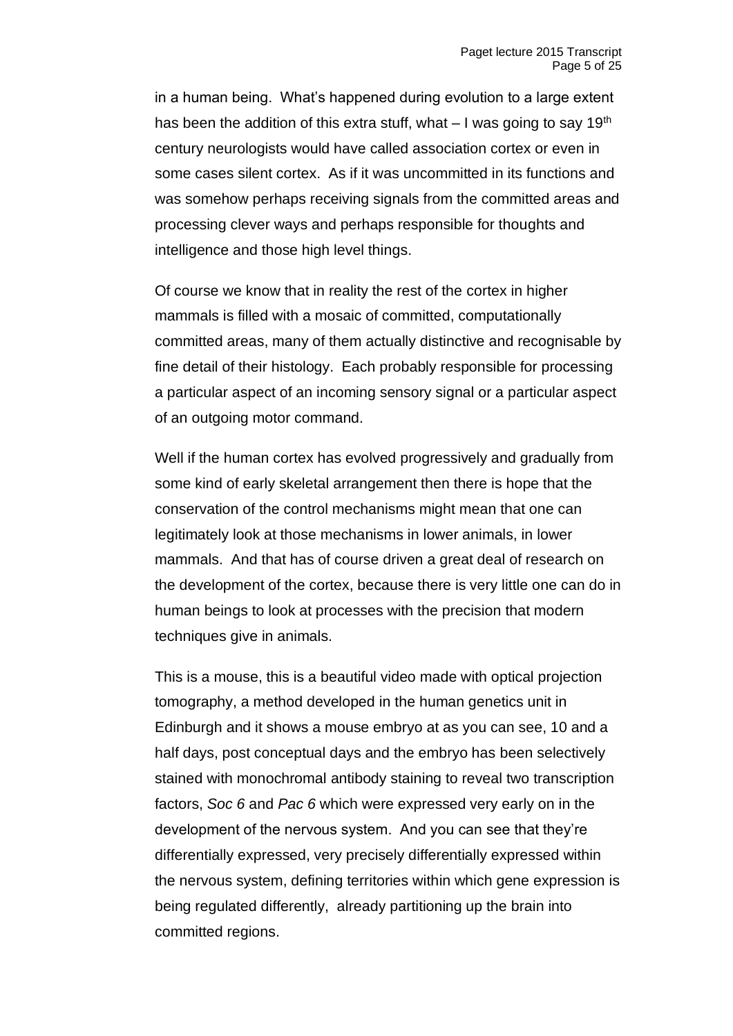in a human being. What's happened during evolution to a large extent has been the addition of this extra stuff, what – I was going to say 19th century neurologists would have called association cortex or even in some cases silent cortex. As if it was uncommitted in its functions and was somehow perhaps receiving signals from the committed areas and processing clever ways and perhaps responsible for thoughts and intelligence and those high level things.

Of course we know that in reality the rest of the cortex in higher mammals is filled with a mosaic of committed, computationally committed areas, many of them actually distinctive and recognisable by fine detail of their histology. Each probably responsible for processing a particular aspect of an incoming sensory signal or a particular aspect of an outgoing motor command.

Well if the human cortex has evolved progressively and gradually from some kind of early skeletal arrangement then there is hope that the conservation of the control mechanisms might mean that one can legitimately look at those mechanisms in lower animals, in lower mammals. And that has of course driven a great deal of research on the development of the cortex, because there is very little one can do in human beings to look at processes with the precision that modern techniques give in animals.

This is a mouse, this is a beautiful video made with optical projection tomography, a method developed in the human genetics unit in Edinburgh and it shows a mouse embryo at as you can see, 10 and a half days, post conceptual days and the embryo has been selectively stained with monochromal antibody staining to reveal two transcription factors, *Soc 6* and *Pac 6* which were expressed very early on in the development of the nervous system. And you can see that they're differentially expressed, very precisely differentially expressed within the nervous system, defining territories within which gene expression is being regulated differently, already partitioning up the brain into committed regions.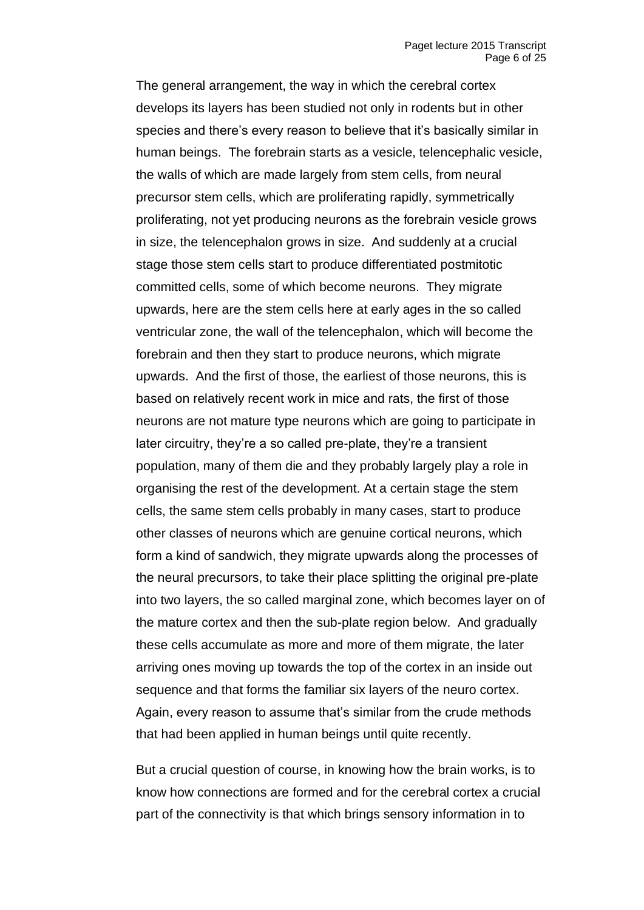The general arrangement, the way in which the cerebral cortex develops its layers has been studied not only in rodents but in other species and there's every reason to believe that it's basically similar in human beings. The forebrain starts as a vesicle, telencephalic vesicle, the walls of which are made largely from stem cells, from neural precursor stem cells, which are proliferating rapidly, symmetrically proliferating, not yet producing neurons as the forebrain vesicle grows in size, the telencephalon grows in size. And suddenly at a crucial stage those stem cells start to produce differentiated postmitotic committed cells, some of which become neurons. They migrate upwards, here are the stem cells here at early ages in the so called ventricular zone, the wall of the telencephalon, which will become the forebrain and then they start to produce neurons, which migrate upwards. And the first of those, the earliest of those neurons, this is based on relatively recent work in mice and rats, the first of those neurons are not mature type neurons which are going to participate in later circuitry, they're a so called pre-plate, they're a transient population, many of them die and they probably largely play a role in organising the rest of the development. At a certain stage the stem cells, the same stem cells probably in many cases, start to produce other classes of neurons which are genuine cortical neurons, which form a kind of sandwich, they migrate upwards along the processes of the neural precursors, to take their place splitting the original pre-plate into two layers, the so called marginal zone, which becomes layer on of the mature cortex and then the sub-plate region below. And gradually these cells accumulate as more and more of them migrate, the later arriving ones moving up towards the top of the cortex in an inside out sequence and that forms the familiar six layers of the neuro cortex. Again, every reason to assume that's similar from the crude methods that had been applied in human beings until quite recently.

But a crucial question of course, in knowing how the brain works, is to know how connections are formed and for the cerebral cortex a crucial part of the connectivity is that which brings sensory information in to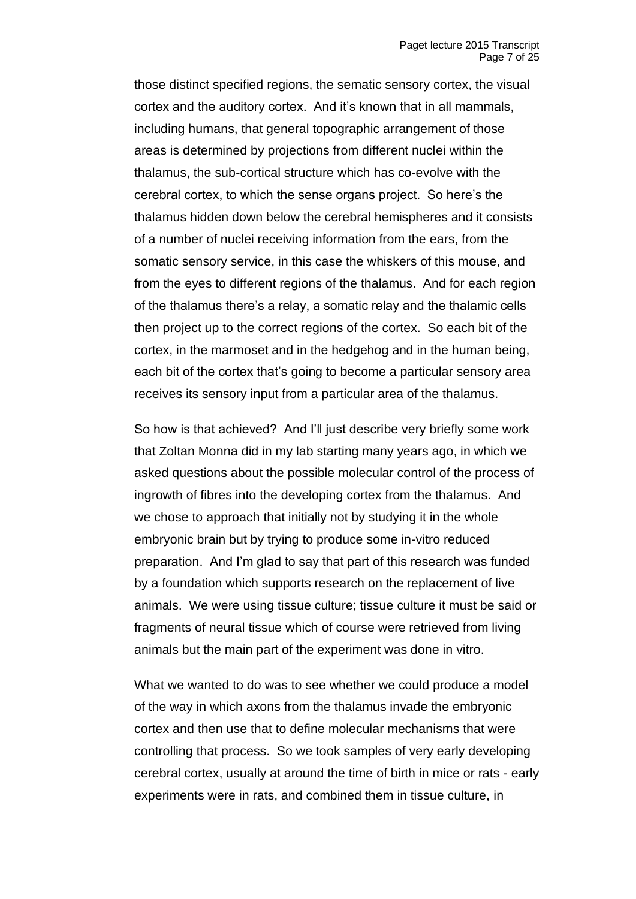those distinct specified regions, the sematic sensory cortex, the visual cortex and the auditory cortex. And it's known that in all mammals, including humans, that general topographic arrangement of those areas is determined by projections from different nuclei within the thalamus, the sub-cortical structure which has co-evolve with the cerebral cortex, to which the sense organs project. So here's the thalamus hidden down below the cerebral hemispheres and it consists of a number of nuclei receiving information from the ears, from the somatic sensory service, in this case the whiskers of this mouse, and from the eyes to different regions of the thalamus. And for each region of the thalamus there's a relay, a somatic relay and the thalamic cells then project up to the correct regions of the cortex. So each bit of the cortex, in the marmoset and in the hedgehog and in the human being, each bit of the cortex that's going to become a particular sensory area receives its sensory input from a particular area of the thalamus.

So how is that achieved? And I'll just describe very briefly some work that Zoltan Monna did in my lab starting many years ago, in which we asked questions about the possible molecular control of the process of ingrowth of fibres into the developing cortex from the thalamus. And we chose to approach that initially not by studying it in the whole embryonic brain but by trying to produce some in-vitro reduced preparation. And I'm glad to say that part of this research was funded by a foundation which supports research on the replacement of live animals. We were using tissue culture; tissue culture it must be said or fragments of neural tissue which of course were retrieved from living animals but the main part of the experiment was done in vitro.

What we wanted to do was to see whether we could produce a model of the way in which axons from the thalamus invade the embryonic cortex and then use that to define molecular mechanisms that were controlling that process. So we took samples of very early developing cerebral cortex, usually at around the time of birth in mice or rats - early experiments were in rats, and combined them in tissue culture, in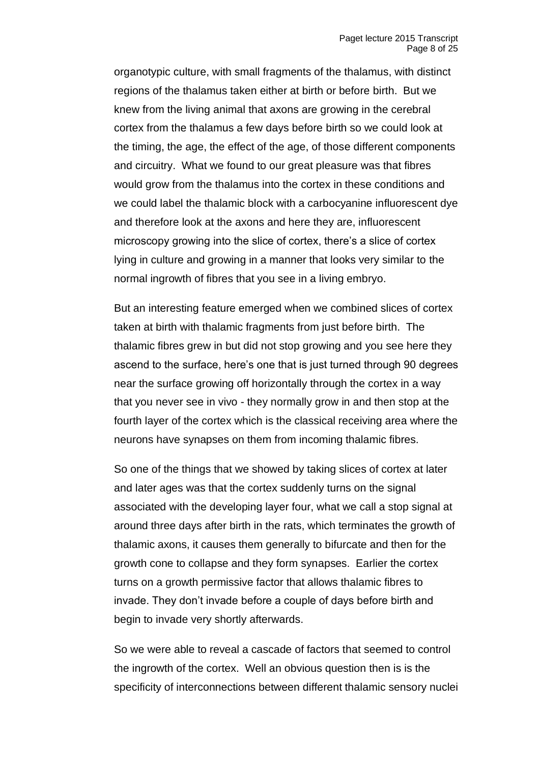organotypic culture, with small fragments of the thalamus, with distinct regions of the thalamus taken either at birth or before birth. But we knew from the living animal that axons are growing in the cerebral cortex from the thalamus a few days before birth so we could look at the timing, the age, the effect of the age, of those different components and circuitry. What we found to our great pleasure was that fibres would grow from the thalamus into the cortex in these conditions and we could label the thalamic block with a carbocyanine influorescent dye and therefore look at the axons and here they are, influorescent microscopy growing into the slice of cortex, there's a slice of cortex lying in culture and growing in a manner that looks very similar to the normal ingrowth of fibres that you see in a living embryo.

But an interesting feature emerged when we combined slices of cortex taken at birth with thalamic fragments from just before birth. The thalamic fibres grew in but did not stop growing and you see here they ascend to the surface, here's one that is just turned through 90 degrees near the surface growing off horizontally through the cortex in a way that you never see in vivo - they normally grow in and then stop at the fourth layer of the cortex which is the classical receiving area where the neurons have synapses on them from incoming thalamic fibres.

So one of the things that we showed by taking slices of cortex at later and later ages was that the cortex suddenly turns on the signal associated with the developing layer four, what we call a stop signal at around three days after birth in the rats, which terminates the growth of thalamic axons, it causes them generally to bifurcate and then for the growth cone to collapse and they form synapses. Earlier the cortex turns on a growth permissive factor that allows thalamic fibres to invade. They don't invade before a couple of days before birth and begin to invade very shortly afterwards.

So we were able to reveal a cascade of factors that seemed to control the ingrowth of the cortex. Well an obvious question then is is the specificity of interconnections between different thalamic sensory nuclei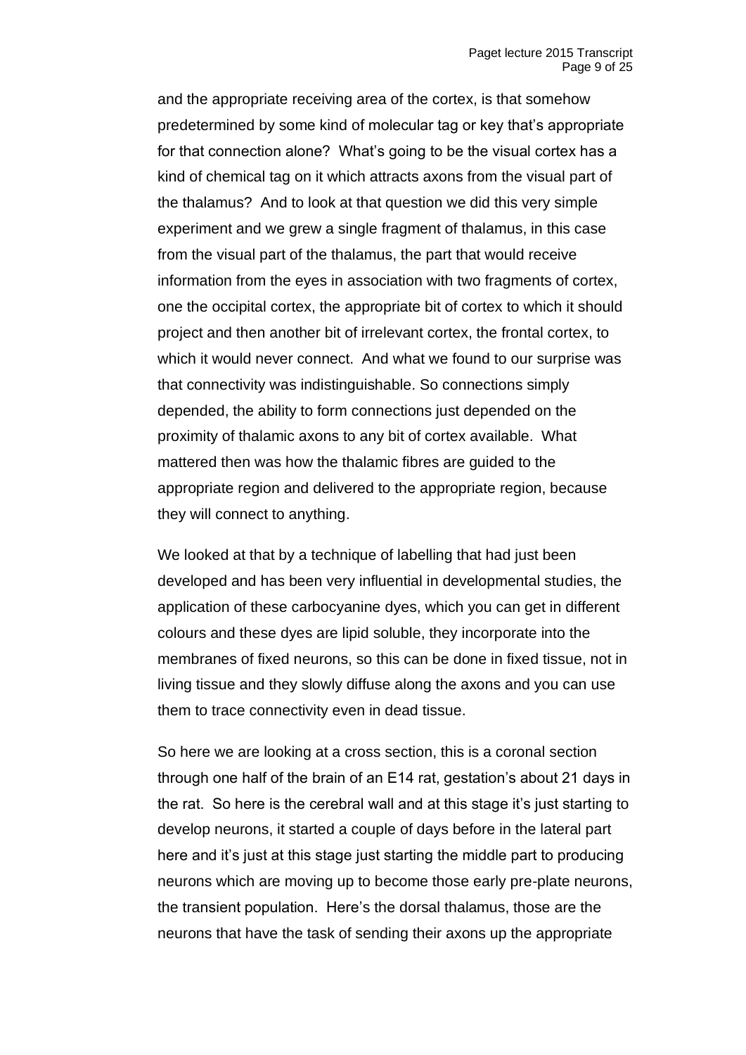and the appropriate receiving area of the cortex, is that somehow predetermined by some kind of molecular tag or key that's appropriate for that connection alone? What's going to be the visual cortex has a kind of chemical tag on it which attracts axons from the visual part of the thalamus? And to look at that question we did this very simple experiment and we grew a single fragment of thalamus, in this case from the visual part of the thalamus, the part that would receive information from the eyes in association with two fragments of cortex, one the occipital cortex, the appropriate bit of cortex to which it should project and then another bit of irrelevant cortex, the frontal cortex, to which it would never connect. And what we found to our surprise was that connectivity was indistinguishable. So connections simply depended, the ability to form connections just depended on the proximity of thalamic axons to any bit of cortex available. What mattered then was how the thalamic fibres are guided to the appropriate region and delivered to the appropriate region, because they will connect to anything.

We looked at that by a technique of labelling that had just been developed and has been very influential in developmental studies, the application of these carbocyanine dyes, which you can get in different colours and these dyes are lipid soluble, they incorporate into the membranes of fixed neurons, so this can be done in fixed tissue, not in living tissue and they slowly diffuse along the axons and you can use them to trace connectivity even in dead tissue.

So here we are looking at a cross section, this is a coronal section through one half of the brain of an E14 rat, gestation's about 21 days in the rat. So here is the cerebral wall and at this stage it's just starting to develop neurons, it started a couple of days before in the lateral part here and it's just at this stage just starting the middle part to producing neurons which are moving up to become those early pre-plate neurons, the transient population. Here's the dorsal thalamus, those are the neurons that have the task of sending their axons up the appropriate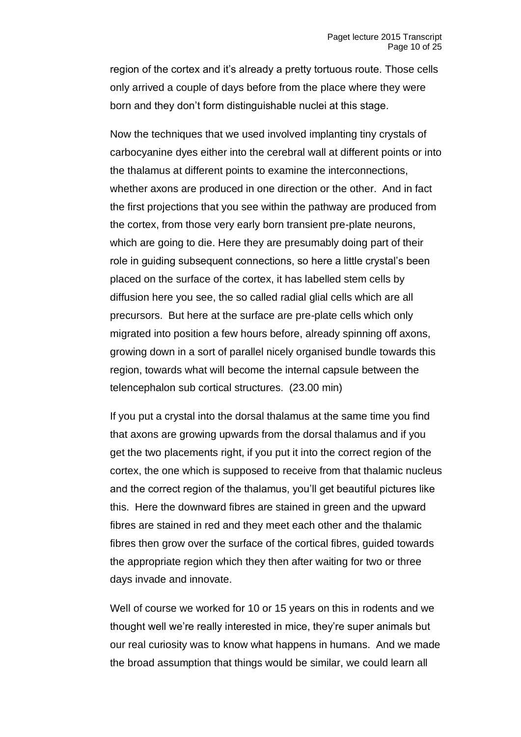region of the cortex and it's already a pretty tortuous route. Those cells only arrived a couple of days before from the place where they were born and they don't form distinguishable nuclei at this stage.

Now the techniques that we used involved implanting tiny crystals of carbocyanine dyes either into the cerebral wall at different points or into the thalamus at different points to examine the interconnections, whether axons are produced in one direction or the other. And in fact the first projections that you see within the pathway are produced from the cortex, from those very early born transient pre-plate neurons, which are going to die. Here they are presumably doing part of their role in guiding subsequent connections, so here a little crystal's been placed on the surface of the cortex, it has labelled stem cells by diffusion here you see, the so called radial glial cells which are all precursors. But here at the surface are pre-plate cells which only migrated into position a few hours before, already spinning off axons, growing down in a sort of parallel nicely organised bundle towards this region, towards what will become the internal capsule between the telencephalon sub cortical structures. (23.00 min)

If you put a crystal into the dorsal thalamus at the same time you find that axons are growing upwards from the dorsal thalamus and if you get the two placements right, if you put it into the correct region of the cortex, the one which is supposed to receive from that thalamic nucleus and the correct region of the thalamus, you'll get beautiful pictures like this. Here the downward fibres are stained in green and the upward fibres are stained in red and they meet each other and the thalamic fibres then grow over the surface of the cortical fibres, guided towards the appropriate region which they then after waiting for two or three days invade and innovate.

Well of course we worked for 10 or 15 years on this in rodents and we thought well we're really interested in mice, they're super animals but our real curiosity was to know what happens in humans. And we made the broad assumption that things would be similar, we could learn all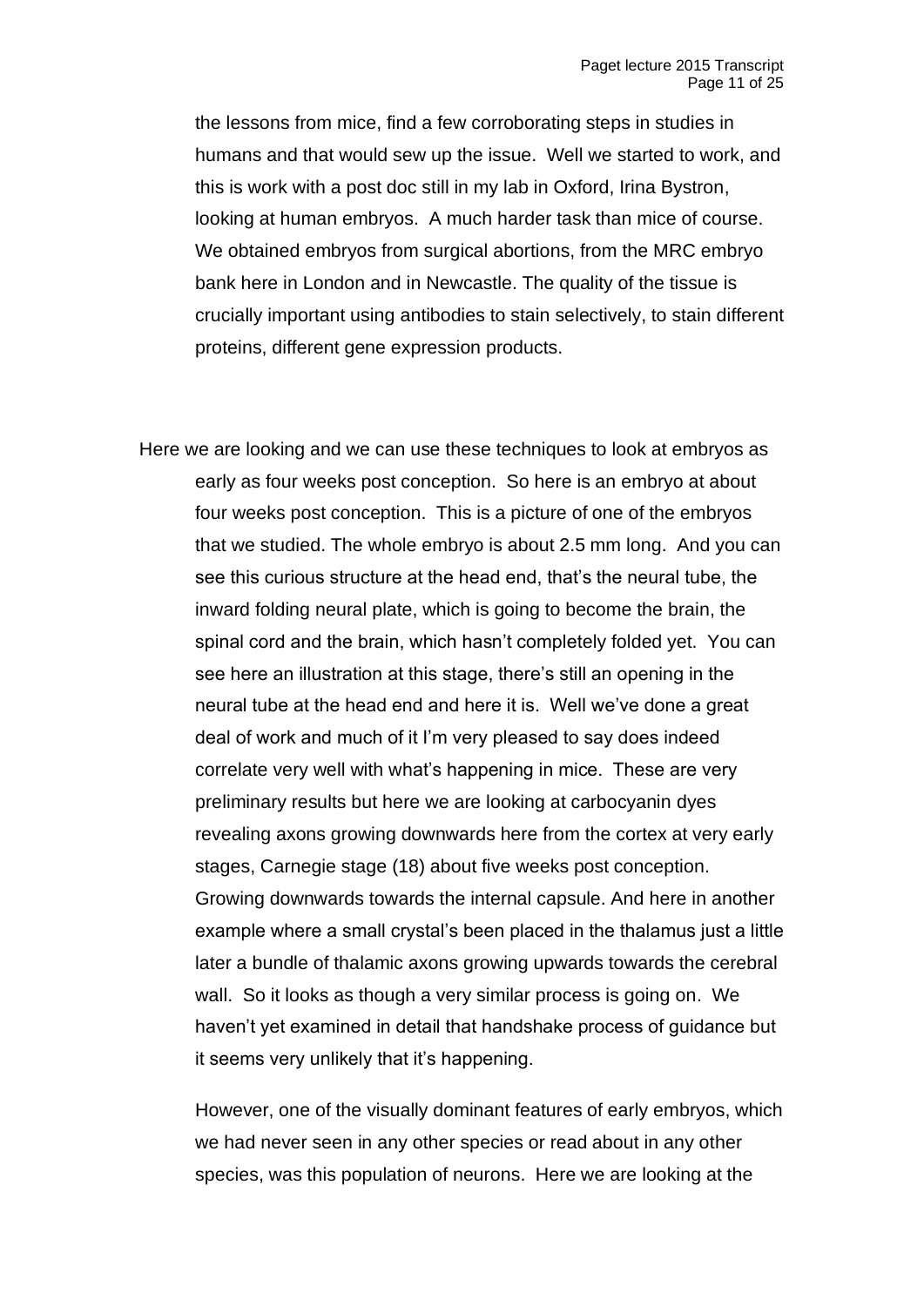the lessons from mice, find a few corroborating steps in studies in humans and that would sew up the issue. Well we started to work, and this is work with a post doc still in my lab in Oxford, Irina Bystron, looking at human embryos. A much harder task than mice of course. We obtained embryos from surgical abortions, from the MRC embryo bank here in London and in Newcastle. The quality of the tissue is crucially important using antibodies to stain selectively, to stain different proteins, different gene expression products.

Here we are looking and we can use these techniques to look at embryos as early as four weeks post conception. So here is an embryo at about four weeks post conception. This is a picture of one of the embryos that we studied. The whole embryo is about 2.5 mm long. And you can see this curious structure at the head end, that's the neural tube, the inward folding neural plate, which is going to become the brain, the spinal cord and the brain, which hasn't completely folded yet. You can see here an illustration at this stage, there's still an opening in the neural tube at the head end and here it is. Well we've done a great deal of work and much of it I'm very pleased to say does indeed correlate very well with what's happening in mice. These are very preliminary results but here we are looking at carbocyanin dyes revealing axons growing downwards here from the cortex at very early stages, Carnegie stage (18) about five weeks post conception. Growing downwards towards the internal capsule. And here in another example where a small crystal's been placed in the thalamus just a little later a bundle of thalamic axons growing upwards towards the cerebral wall. So it looks as though a very similar process is going on. We haven't yet examined in detail that handshake process of guidance but it seems very unlikely that it's happening.

However, one of the visually dominant features of early embryos, which we had never seen in any other species or read about in any other species, was this population of neurons. Here we are looking at the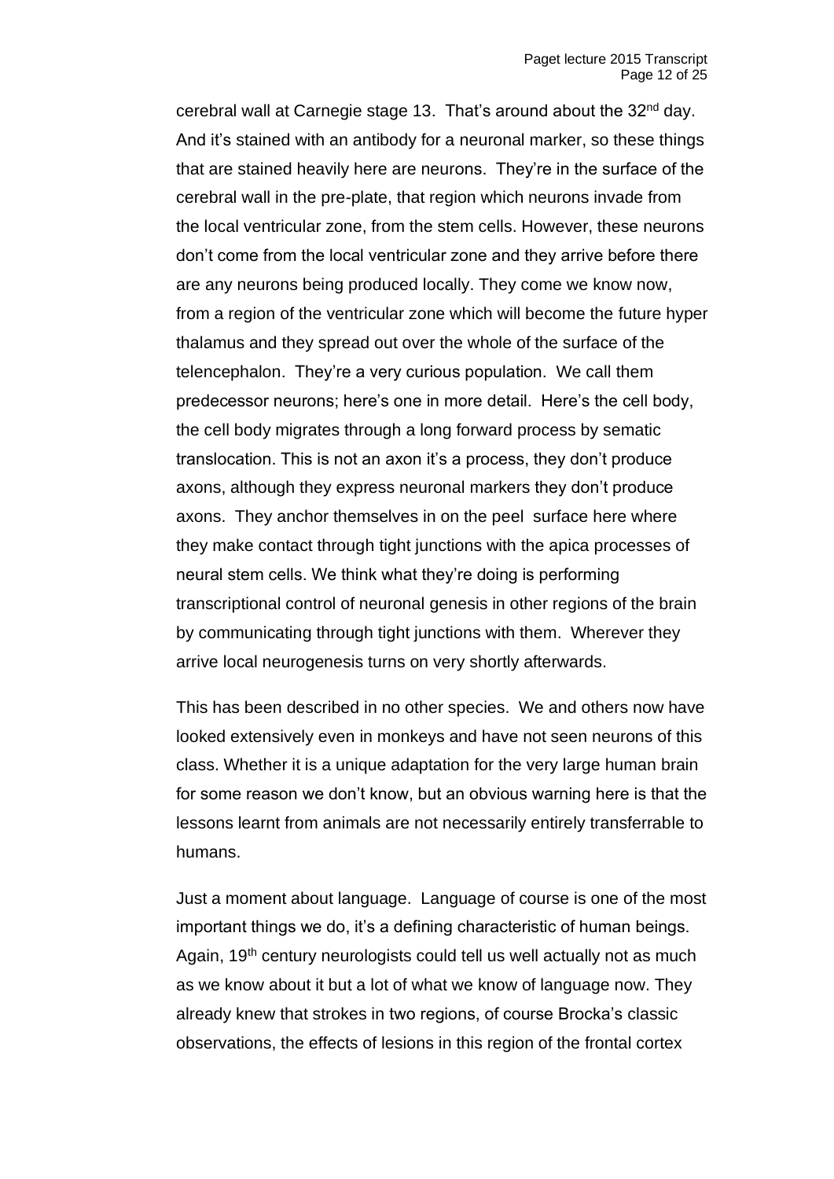cerebral wall at Carnegie stage 13. That's around about the 32nd day. And it's stained with an antibody for a neuronal marker, so these things that are stained heavily here are neurons. They're in the surface of the cerebral wall in the pre-plate, that region which neurons invade from the local ventricular zone, from the stem cells. However, these neurons don't come from the local ventricular zone and they arrive before there are any neurons being produced locally. They come we know now, from a region of the ventricular zone which will become the future hyper thalamus and they spread out over the whole of the surface of the telencephalon. They're a very curious population. We call them predecessor neurons; here's one in more detail. Here's the cell body, the cell body migrates through a long forward process by sematic translocation. This is not an axon it's a process, they don't produce axons, although they express neuronal markers they don't produce axons. They anchor themselves in on the peel surface here where they make contact through tight junctions with the apica processes of neural stem cells. We think what they're doing is performing transcriptional control of neuronal genesis in other regions of the brain by communicating through tight junctions with them. Wherever they arrive local neurogenesis turns on very shortly afterwards.

This has been described in no other species. We and others now have looked extensively even in monkeys and have not seen neurons of this class. Whether it is a unique adaptation for the very large human brain for some reason we don't know, but an obvious warning here is that the lessons learnt from animals are not necessarily entirely transferrable to humans.

Just a moment about language. Language of course is one of the most important things we do, it's a defining characteristic of human beings. Again, 19th century neurologists could tell us well actually not as much as we know about it but a lot of what we know of language now. They already knew that strokes in two regions, of course Brocka's classic observations, the effects of lesions in this region of the frontal cortex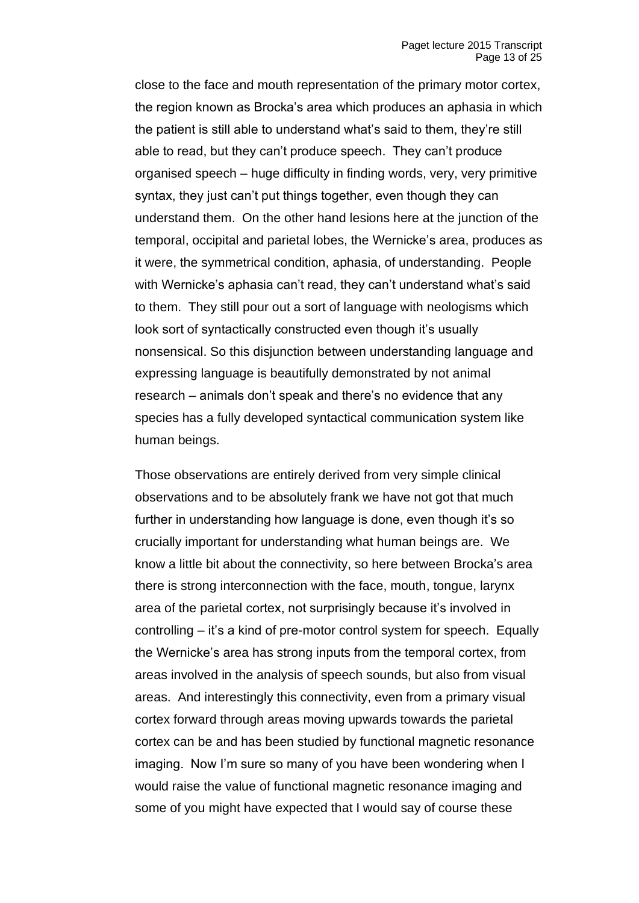close to the face and mouth representation of the primary motor cortex, the region known as Brocka's area which produces an aphasia in which the patient is still able to understand what's said to them, they're still able to read, but they can't produce speech. They can't produce organised speech – huge difficulty in finding words, very, very primitive syntax, they just can't put things together, even though they can understand them. On the other hand lesions here at the junction of the temporal, occipital and parietal lobes, the Wernicke's area, produces as it were, the symmetrical condition, aphasia, of understanding. People with Wernicke's aphasia can't read, they can't understand what's said to them. They still pour out a sort of language with neologisms which look sort of syntactically constructed even though it's usually nonsensical. So this disjunction between understanding language and expressing language is beautifully demonstrated by not animal research – animals don't speak and there's no evidence that any species has a fully developed syntactical communication system like human beings.

Those observations are entirely derived from very simple clinical observations and to be absolutely frank we have not got that much further in understanding how language is done, even though it's so crucially important for understanding what human beings are. We know a little bit about the connectivity, so here between Brocka's area there is strong interconnection with the face, mouth, tongue, larynx area of the parietal cortex, not surprisingly because it's involved in controlling – it's a kind of pre-motor control system for speech. Equally the Wernicke's area has strong inputs from the temporal cortex, from areas involved in the analysis of speech sounds, but also from visual areas. And interestingly this connectivity, even from a primary visual cortex forward through areas moving upwards towards the parietal cortex can be and has been studied by functional magnetic resonance imaging. Now I'm sure so many of you have been wondering when I would raise the value of functional magnetic resonance imaging and some of you might have expected that I would say of course these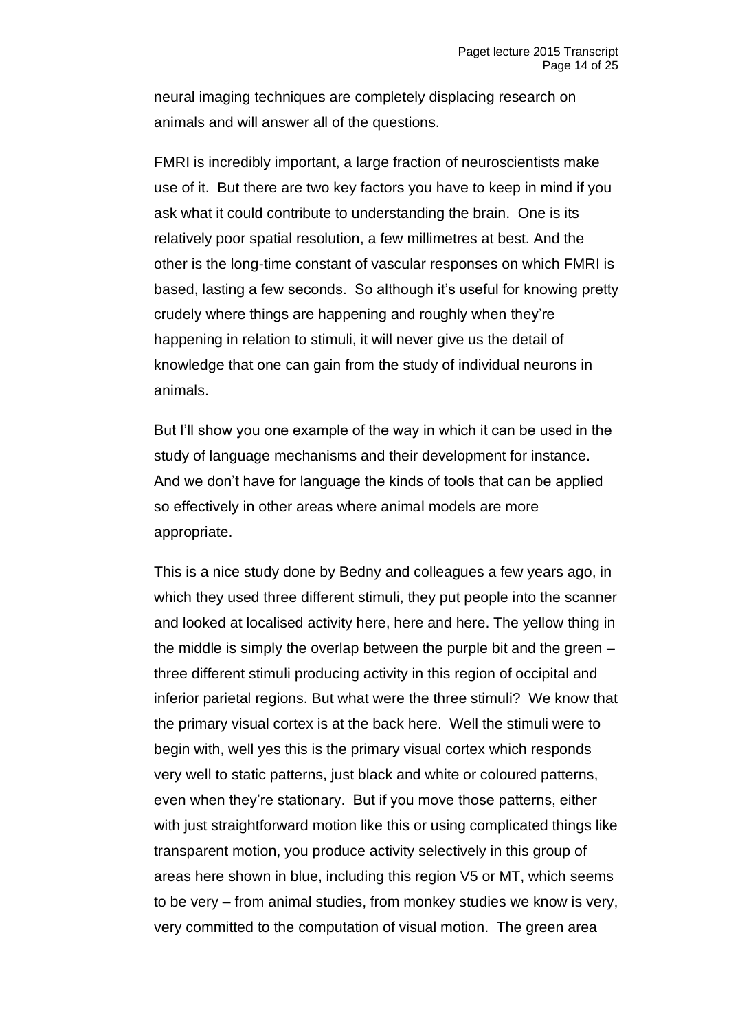neural imaging techniques are completely displacing research on animals and will answer all of the questions.

FMRI is incredibly important, a large fraction of neuroscientists make use of it. But there are two key factors you have to keep in mind if you ask what it could contribute to understanding the brain. One is its relatively poor spatial resolution, a few millimetres at best. And the other is the long-time constant of vascular responses on which FMRI is based, lasting a few seconds. So although it's useful for knowing pretty crudely where things are happening and roughly when they're happening in relation to stimuli, it will never give us the detail of knowledge that one can gain from the study of individual neurons in animals.

But I'll show you one example of the way in which it can be used in the study of language mechanisms and their development for instance. And we don't have for language the kinds of tools that can be applied so effectively in other areas where animal models are more appropriate.

This is a nice study done by Bedny and colleagues a few years ago, in which they used three different stimuli, they put people into the scanner and looked at localised activity here, here and here. The yellow thing in the middle is simply the overlap between the purple bit and the green – three different stimuli producing activity in this region of occipital and inferior parietal regions. But what were the three stimuli? We know that the primary visual cortex is at the back here. Well the stimuli were to begin with, well yes this is the primary visual cortex which responds very well to static patterns, just black and white or coloured patterns, even when they're stationary. But if you move those patterns, either with just straightforward motion like this or using complicated things like transparent motion, you produce activity selectively in this group of areas here shown in blue, including this region V5 or MT, which seems to be very – from animal studies, from monkey studies we know is very, very committed to the computation of visual motion. The green area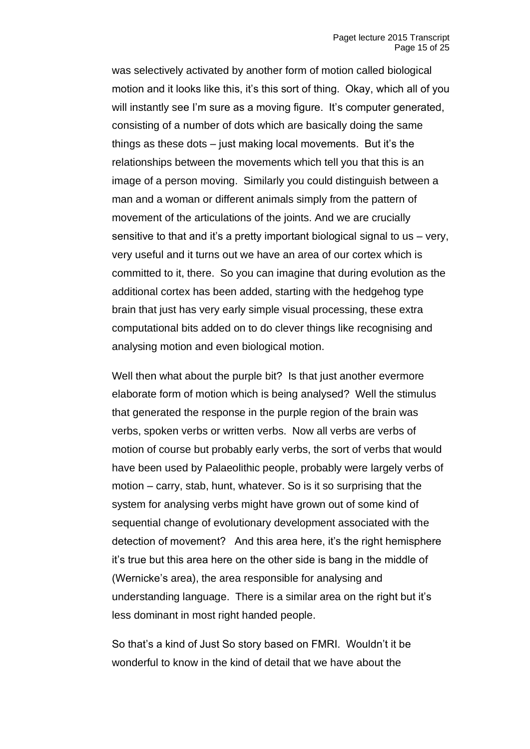was selectively activated by another form of motion called biological motion and it looks like this, it's this sort of thing. Okay, which all of you will instantly see I'm sure as a moving figure. It's computer generated, consisting of a number of dots which are basically doing the same things as these dots – just making local movements. But it's the relationships between the movements which tell you that this is an image of a person moving. Similarly you could distinguish between a man and a woman or different animals simply from the pattern of movement of the articulations of the joints. And we are crucially sensitive to that and it's a pretty important biological signal to us – very, very useful and it turns out we have an area of our cortex which is committed to it, there. So you can imagine that during evolution as the additional cortex has been added, starting with the hedgehog type brain that just has very early simple visual processing, these extra computational bits added on to do clever things like recognising and analysing motion and even biological motion.

Well then what about the purple bit? Is that just another evermore elaborate form of motion which is being analysed? Well the stimulus that generated the response in the purple region of the brain was verbs, spoken verbs or written verbs. Now all verbs are verbs of motion of course but probably early verbs, the sort of verbs that would have been used by Palaeolithic people, probably were largely verbs of motion – carry, stab, hunt, whatever. So is it so surprising that the system for analysing verbs might have grown out of some kind of sequential change of evolutionary development associated with the detection of movement? And this area here, it's the right hemisphere it's true but this area here on the other side is bang in the middle of (Wernicke's area), the area responsible for analysing and understanding language. There is a similar area on the right but it's less dominant in most right handed people.

So that's a kind of Just So story based on FMRI. Wouldn't it be wonderful to know in the kind of detail that we have about the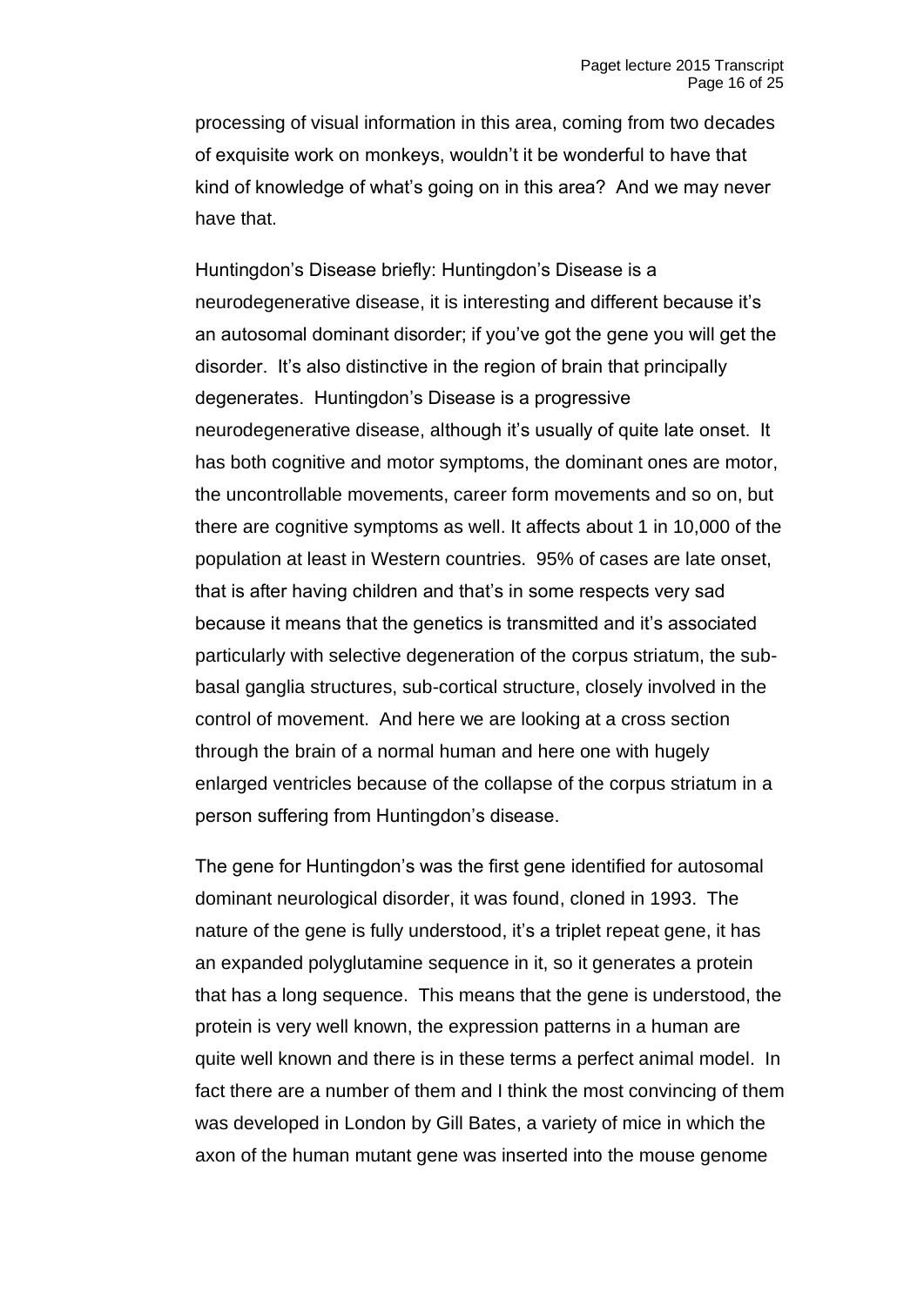processing of visual information in this area, coming from two decades of exquisite work on monkeys, wouldn't it be wonderful to have that kind of knowledge of what's going on in this area? And we may never have that.

Huntingdon's Disease briefly: Huntingdon's Disease is a neurodegenerative disease, it is interesting and different because it's an autosomal dominant disorder; if you've got the gene you will get the disorder. It's also distinctive in the region of brain that principally degenerates. Huntingdon's Disease is a progressive neurodegenerative disease, although it's usually of quite late onset. It has both cognitive and motor symptoms, the dominant ones are motor, the uncontrollable movements, career form movements and so on, but there are cognitive symptoms as well. It affects about 1 in 10,000 of the population at least in Western countries. 95% of cases are late onset, that is after having children and that's in some respects very sad because it means that the genetics is transmitted and it's associated particularly with selective degeneration of the corpus striatum, the sub-basal ganglia structures, sub-cortical structure, closely involved in the control of movement. And here we are looking at a cross section through the brain of a normal human and here one with hugely enlarged ventricles because of the collapse of the corpus striatum in a person suffering from Huntingdon's disease.

The gene for Huntingdon's was the first gene identified for autosomal dominant neurological disorder, it was found, cloned in 1993. The nature of the gene is fully understood, it's a triplet repeat gene, it has an expanded polyglutamine sequence in it, so it generates a protein that has a long sequence. This means that the gene is understood, the protein is very well known, the expression patterns in a human are quite well known and there is in these terms a perfect animal model. In fact there are a number of them and I think the most convincing of them was developed in London by Gill Bates, a variety of mice in which the axon of the human mutant gene was inserted into the mouse genome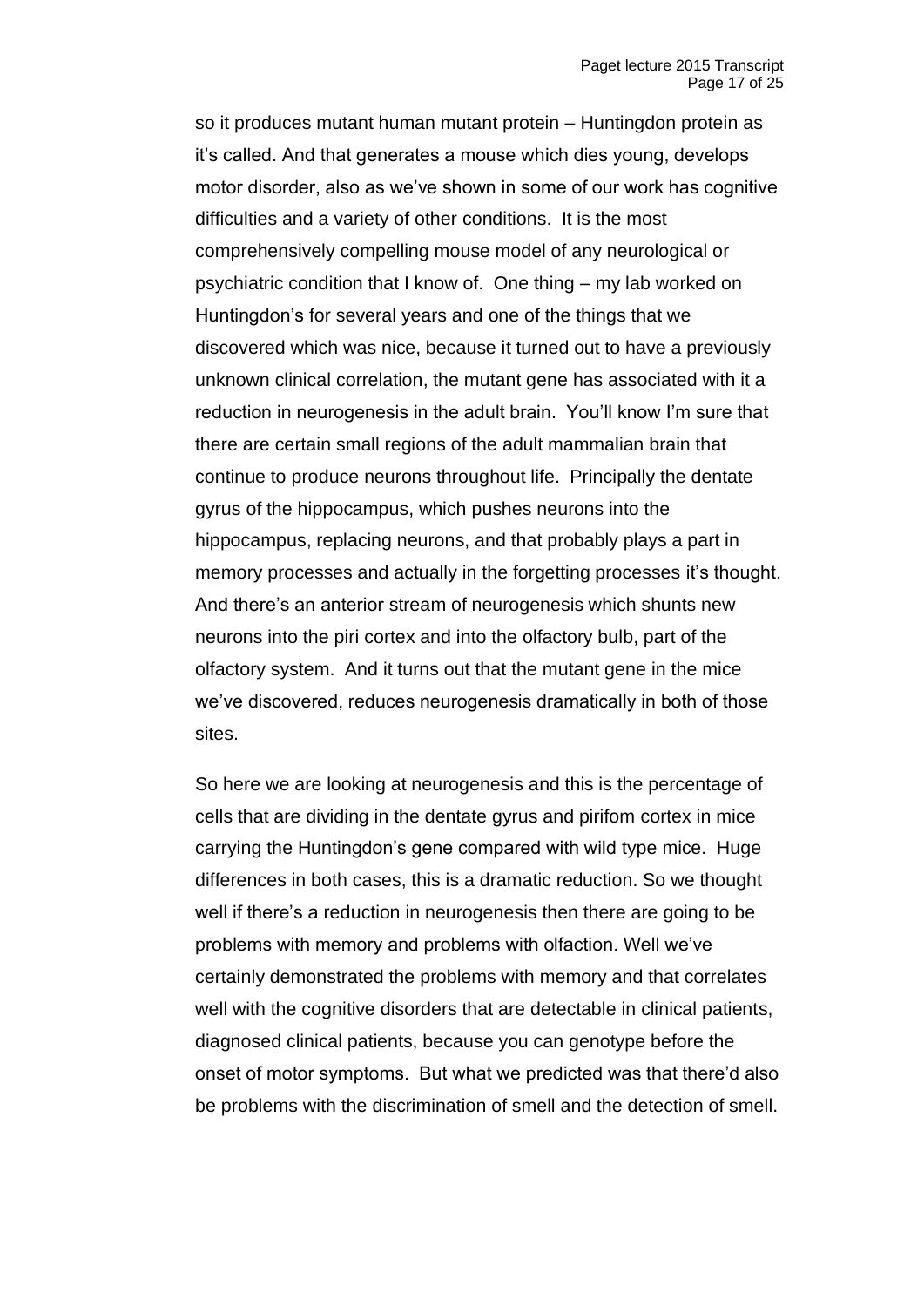so it produces mutant human mutant protein – Huntingdon protein as it's called. And that generates a mouse which dies young, develops motor disorder, also as we've shown in some of our work has cognitive difficulties and a variety of other conditions. It is the most comprehensively compelling mouse model of any neurological or psychiatric condition that I know of. One thing – my lab worked on Huntingdon's for several years and one of the things that we discovered which was nice, because it turned out to have a previously unknown clinical correlation, the mutant gene has associated with it a reduction in neurogenesis in the adult brain. You'll know I'm sure that there are certain small regions of the adult mammalian brain that continue to produce neurons throughout life. Principally the dentate gyrus of the hippocampus, which pushes neurons into the hippocampus, replacing neurons, and that probably plays a part in memory processes and actually in the forgetting processes it's thought. And there's an anterior stream of neurogenesis which shunts new neurons into the piri cortex and into the olfactory bulb, part of the olfactory system. And it turns out that the mutant gene in the mice we've discovered, reduces neurogenesis dramatically in both of those sites.

So here we are looking at neurogenesis and this is the percentage of cells that are dividing in the dentate gyrus and pirifom cortex in mice carrying the Huntingdon's gene compared with wild type mice. Huge differences in both cases, this is a dramatic reduction. So we thought well if there's a reduction in neurogenesis then there are going to be problems with memory and problems with olfaction. Well we've certainly demonstrated the problems with memory and that correlates well with the cognitive disorders that are detectable in clinical patients, diagnosed clinical patients, because you can genotype before the onset of motor symptoms. But what we predicted was that there'd also be problems with the discrimination of smell and the detection of smell.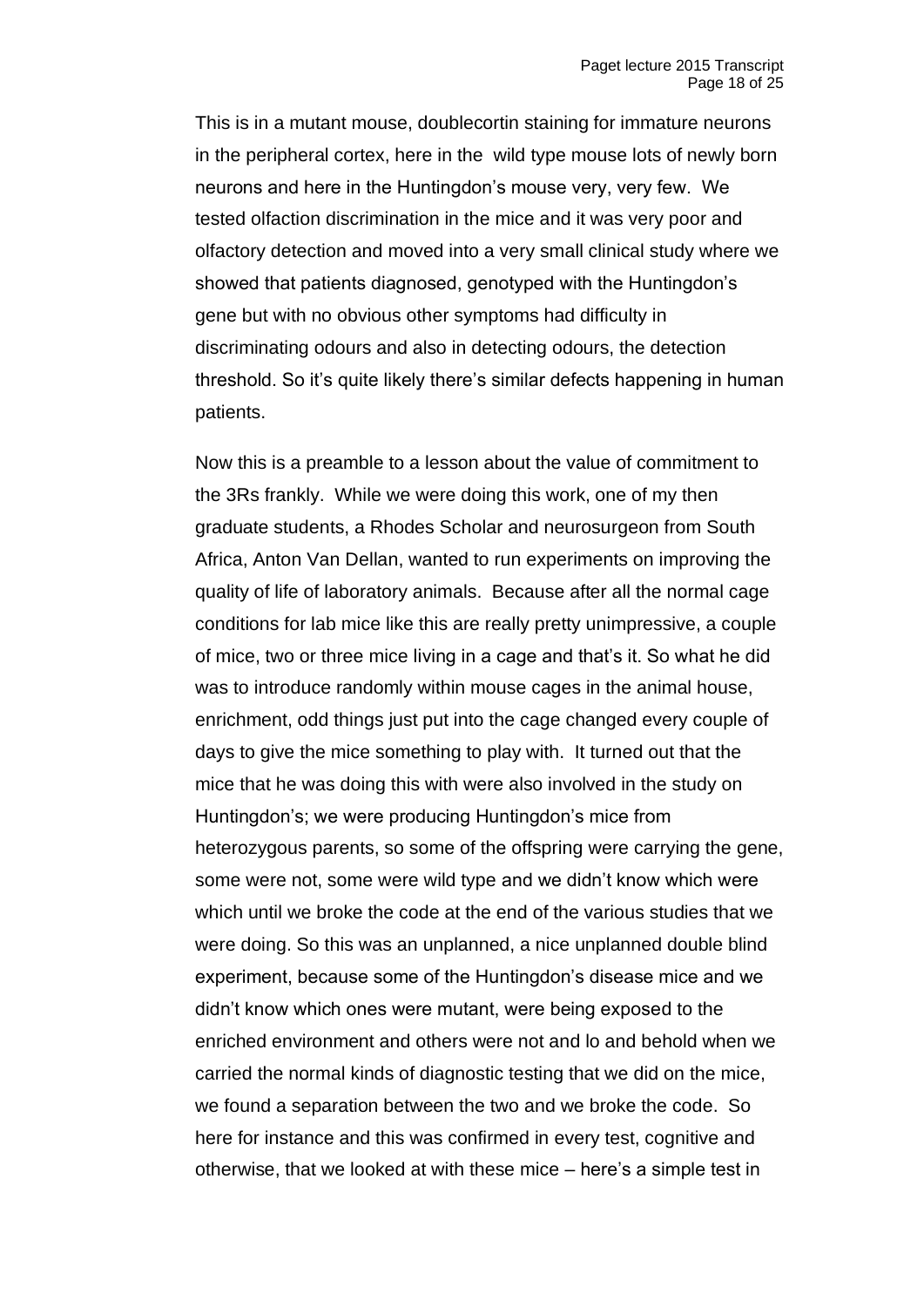This is in a mutant mouse, doublecortin staining for immature neurons in the peripheral cortex, here in the  wild type mouse lots of newly born neurons and here in the Huntingdon's mouse very, very few.  We tested olfaction discrimination in the mice and it was very poor and olfactory detection and moved into a very small clinical study where we showed that patients diagnosed, genotyped with the Huntingdon's gene but with no obvious other symptoms had difficulty in discriminating odours and also in detecting odours, the detection threshold. So it's quite likely there's similar defects happening in human patients.

Now this is a preamble to a lesson about the value of commitment to the 3Rs frankly.  While we were doing this work, one of my then graduate students, a Rhodes Scholar and neurosurgeon from South Africa, Anton Van Dellan, wanted to run experiments on improving the quality of life of laboratory animals.  Because after all the normal cage conditions for lab mice like this are really pretty unimpressive, a couple of mice, two or three mice living in a cage and that's it. So what he did was to introduce randomly within mouse cages in the animal house, enrichment, odd things just put into the cage changed every couple of days to give the mice something to play with.  It turned out that the mice that he was doing this with were also involved in the study on Huntingdon's; we were producing Huntingdon's mice from heterozygous parents, so some of the offspring were carrying the gene, some were not, some were wild type and we didn't know which were which until we broke the code at the end of the various studies that we were doing. So this was an unplanned, a nice unplanned double blind experiment, because some of the Huntingdon's disease mice and we didn't know which ones were mutant, were being exposed to the enriched environment and others were not and lo and behold when we carried the normal kinds of diagnostic testing that we did on the mice, we found a separation between the two and we broke the code.  So here for instance and this was confirmed in every test, cognitive and otherwise, that we looked at with these mice – here's a simple test in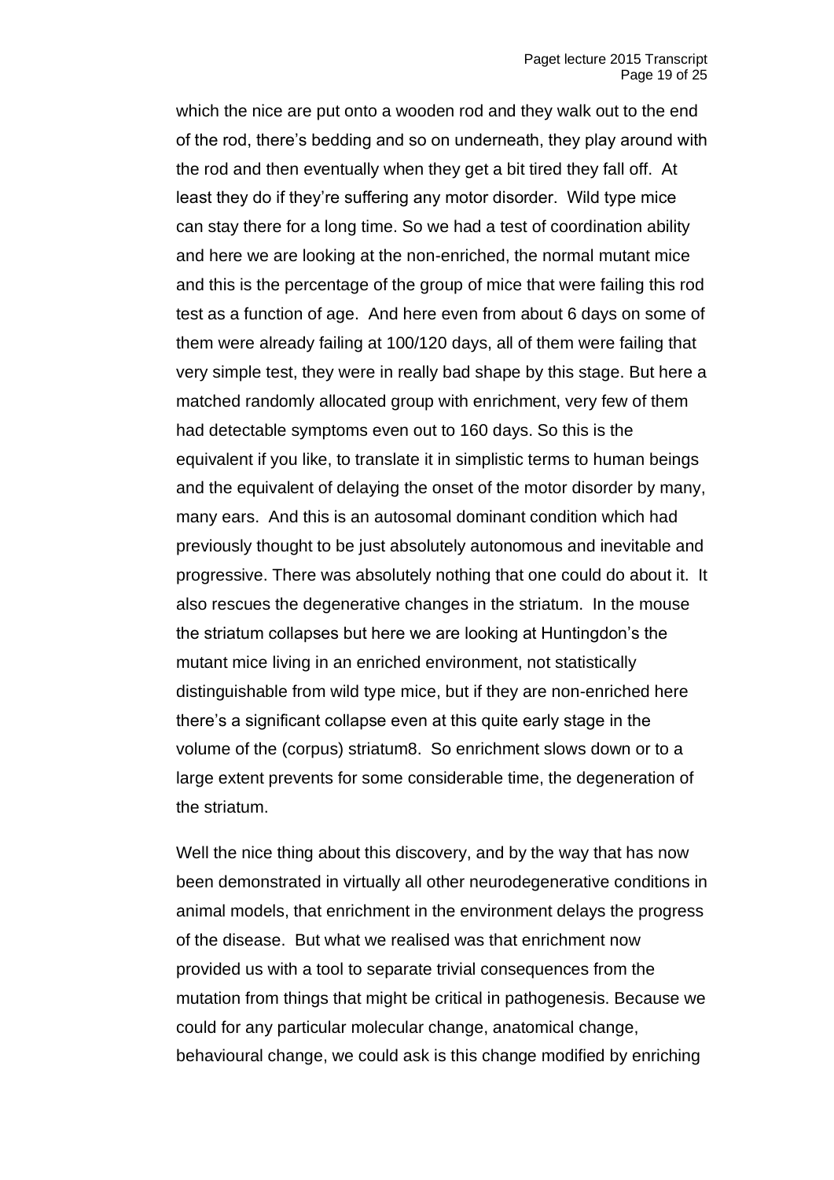which the nice are put onto a wooden rod and they walk out to the end of the rod, there's bedding and so on underneath, they play around with the rod and then eventually when they get a bit tired they fall off. At least they do if they're suffering any motor disorder. Wild type mice can stay there for a long time. So we had a test of coordination ability and here we are looking at the non-enriched, the normal mutant mice and this is the percentage of the group of mice that were failing this rod test as a function of age. And here even from about 6 days on some of them were already failing at 100/120 days, all of them were failing that very simple test, they were in really bad shape by this stage. But here a matched randomly allocated group with enrichment, very few of them had detectable symptoms even out to 160 days. So this is the equivalent if you like, to translate it in simplistic terms to human beings and the equivalent of delaying the onset of the motor disorder by many, many ears. And this is an autosomal dominant condition which had previously thought to be just absolutely autonomous and inevitable and progressive. There was absolutely nothing that one could do about it. It also rescues the degenerative changes in the striatum. In the mouse the striatum collapses but here we are looking at Huntingdon's the mutant mice living in an enriched environment, not statistically distinguishable from wild type mice, but if they are non-enriched here there's a significant collapse even at this quite early stage in the volume of the (corpus) striatum8. So enrichment slows down or to a large extent prevents for some considerable time, the degeneration of the striatum.

Well the nice thing about this discovery, and by the way that has now been demonstrated in virtually all other neurodegenerative conditions in animal models, that enrichment in the environment delays the progress of the disease. But what we realised was that enrichment now provided us with a tool to separate trivial consequences from the mutation from things that might be critical in pathogenesis. Because we could for any particular molecular change, anatomical change, behavioural change, we could ask is this change modified by enriching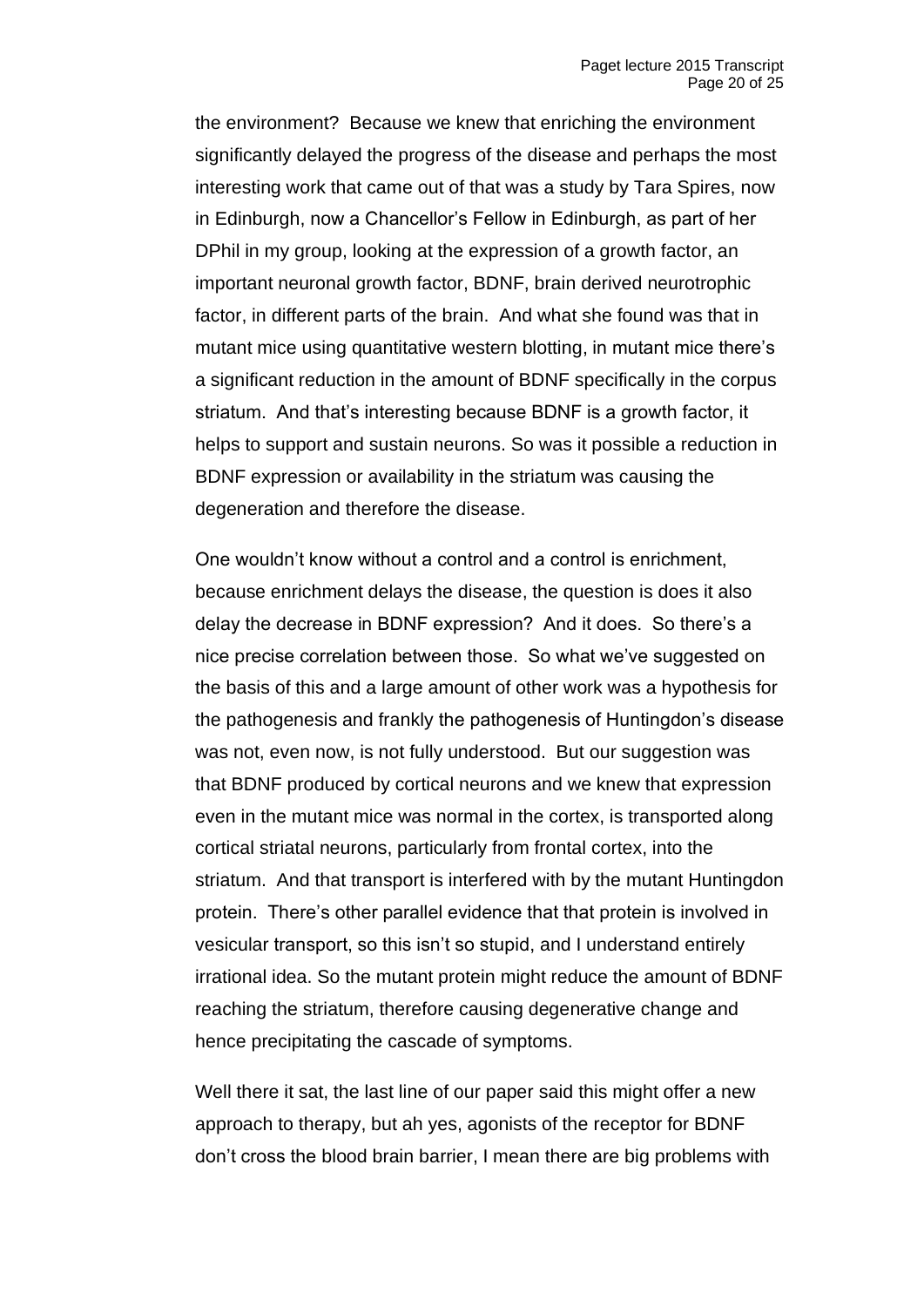the environment? Because we knew that enriching the environment significantly delayed the progress of the disease and perhaps the most interesting work that came out of that was a study by Tara Spires, now in Edinburgh, now a Chancellor's Fellow in Edinburgh, as part of her DPhil in my group, looking at the expression of a growth factor, an important neuronal growth factor, BDNF, brain derived neurotrophic factor, in different parts of the brain. And what she found was that in mutant mice using quantitative western blotting, in mutant mice there's a significant reduction in the amount of BDNF specifically in the corpus striatum. And that's interesting because BDNF is a growth factor, it helps to support and sustain neurons. So was it possible a reduction in BDNF expression or availability in the striatum was causing the degeneration and therefore the disease.

One wouldn't know without a control and a control is enrichment, because enrichment delays the disease, the question is does it also delay the decrease in BDNF expression? And it does. So there's a nice precise correlation between those. So what we've suggested on the basis of this and a large amount of other work was a hypothesis for the pathogenesis and frankly the pathogenesis of Huntingdon's disease was not, even now, is not fully understood. But our suggestion was that BDNF produced by cortical neurons and we knew that expression even in the mutant mice was normal in the cortex, is transported along cortical striatal neurons, particularly from frontal cortex, into the striatum. And that transport is interfered with by the mutant Huntingdon protein. There's other parallel evidence that that protein is involved in vesicular transport, so this isn't so stupid, and I understand entirely irrational idea. So the mutant protein might reduce the amount of BDNF reaching the striatum, therefore causing degenerative change and hence precipitating the cascade of symptoms.

Well there it sat, the last line of our paper said this might offer a new approach to therapy, but ah yes, agonists of the receptor for BDNF don't cross the blood brain barrier, I mean there are big problems with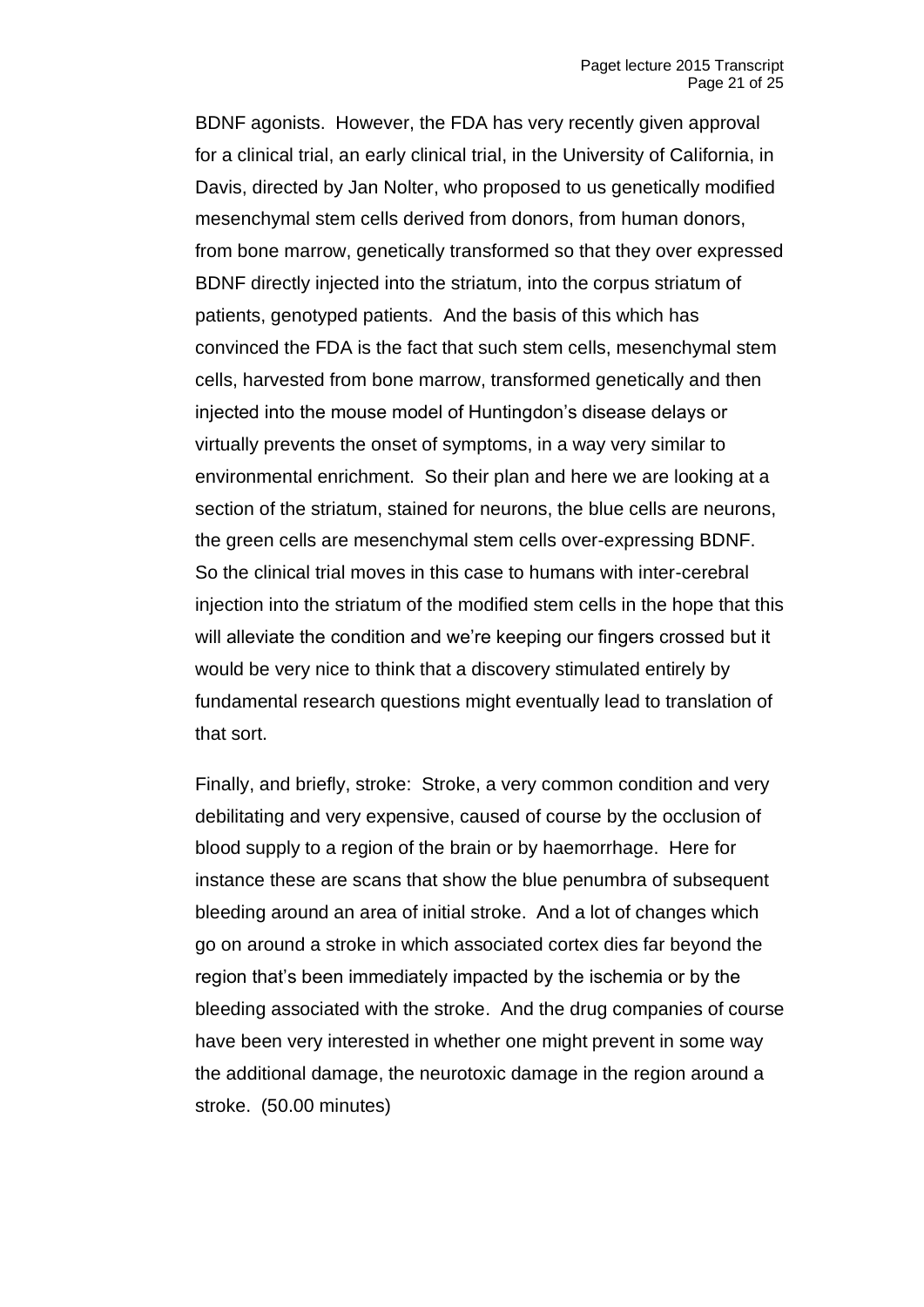BDNF agonists. However, the FDA has very recently given approval for a clinical trial, an early clinical trial, in the University of California, in Davis, directed by Jan Nolter, who proposed to us genetically modified mesenchymal stem cells derived from donors, from human donors, from bone marrow, genetically transformed so that they over expressed BDNF directly injected into the striatum, into the corpus striatum of patients, genotyped patients. And the basis of this which has convinced the FDA is the fact that such stem cells, mesenchymal stem cells, harvested from bone marrow, transformed genetically and then injected into the mouse model of Huntingdon's disease delays or virtually prevents the onset of symptoms, in a way very similar to environmental enrichment. So their plan and here we are looking at a section of the striatum, stained for neurons, the blue cells are neurons, the green cells are mesenchymal stem cells over-expressing BDNF. So the clinical trial moves in this case to humans with inter-cerebral injection into the striatum of the modified stem cells in the hope that this will alleviate the condition and we're keeping our fingers crossed but it would be very nice to think that a discovery stimulated entirely by fundamental research questions might eventually lead to translation of that sort.

Finally, and briefly, stroke: Stroke, a very common condition and very debilitating and very expensive, caused of course by the occlusion of blood supply to a region of the brain or by haemorrhage. Here for instance these are scans that show the blue penumbra of subsequent bleeding around an area of initial stroke. And a lot of changes which go on around a stroke in which associated cortex dies far beyond the region that's been immediately impacted by the ischemia or by the bleeding associated with the stroke. And the drug companies of course have been very interested in whether one might prevent in some way the additional damage, the neurotoxic damage in the region around a stroke. (50.00 minutes)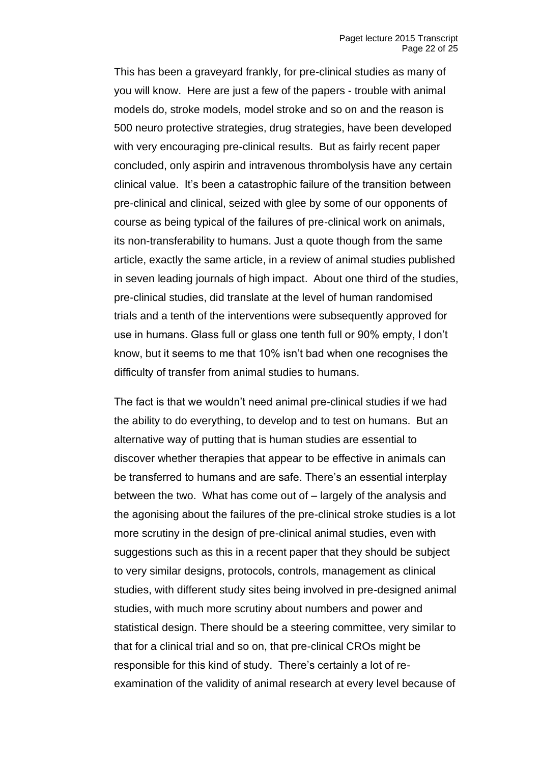This has been a graveyard frankly, for pre-clinical studies as many of you will know. Here are just a few of the papers - trouble with animal models do, stroke models, model stroke and so on and the reason is 500 neuro protective strategies, drug strategies, have been developed with very encouraging pre-clinical results. But as fairly recent paper concluded, only aspirin and intravenous thrombolysis have any certain clinical value. It's been a catastrophic failure of the transition between pre-clinical and clinical, seized with glee by some of our opponents of course as being typical of the failures of pre-clinical work on animals, its non-transferability to humans. Just a quote though from the same article, exactly the same article, in a review of animal studies published in seven leading journals of high impact. About one third of the studies, pre-clinical studies, did translate at the level of human randomised trials and a tenth of the interventions were subsequently approved for use in humans. Glass full or glass one tenth full or 90% empty, I don't know, but it seems to me that 10% isn't bad when one recognises the difficulty of transfer from animal studies to humans.

The fact is that we wouldn't need animal pre-clinical studies if we had the ability to do everything, to develop and to test on humans. But an alternative way of putting that is human studies are essential to discover whether therapies that appear to be effective in animals can be transferred to humans and are safe. There's an essential interplay between the two. What has come out of – largely of the analysis and the agonising about the failures of the pre-clinical stroke studies is a lot more scrutiny in the design of pre-clinical animal studies, even with suggestions such as this in a recent paper that they should be subject to very similar designs, protocols, controls, management as clinical studies, with different study sites being involved in pre-designed animal studies, with much more scrutiny about numbers and power and statistical design. There should be a steering committee, very similar to that for a clinical trial and so on, that pre-clinical CROs might be responsible for this kind of study. There's certainly a lot of re-examination of the validity of animal research at every level because of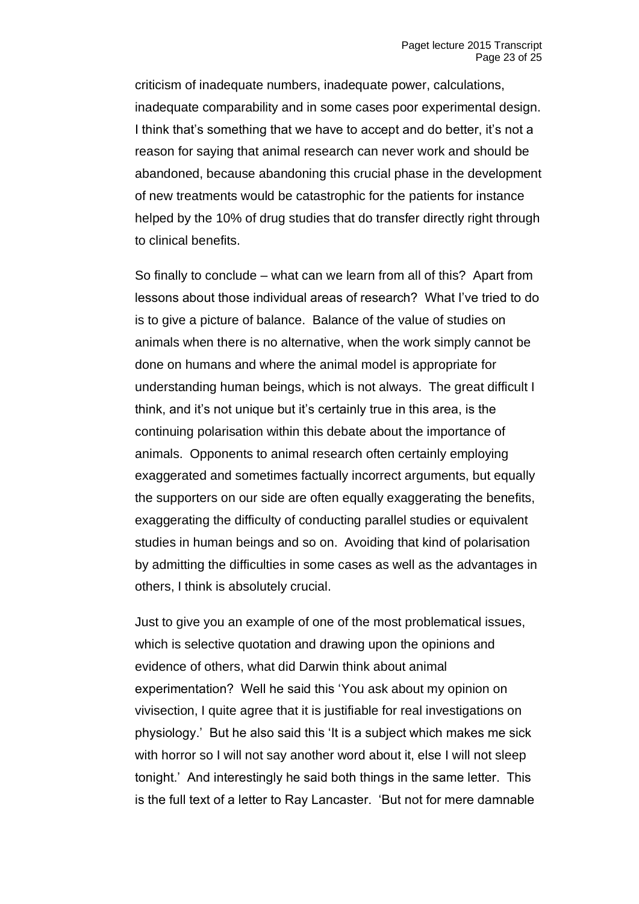criticism of inadequate numbers, inadequate power, calculations, inadequate comparability and in some cases poor experimental design. I think that's something that we have to accept and do better, it's not a reason for saying that animal research can never work and should be abandoned, because abandoning this crucial phase in the development of new treatments would be catastrophic for the patients for instance helped by the 10% of drug studies that do transfer directly right through to clinical benefits.

So finally to conclude – what can we learn from all of this? Apart from lessons about those individual areas of research? What I've tried to do is to give a picture of balance. Balance of the value of studies on animals when there is no alternative, when the work simply cannot be done on humans and where the animal model is appropriate for understanding human beings, which is not always. The great difficult I think, and it's not unique but it's certainly true in this area, is the continuing polarisation within this debate about the importance of animals. Opponents to animal research often certainly employing exaggerated and sometimes factually incorrect arguments, but equally the supporters on our side are often equally exaggerating the benefits, exaggerating the difficulty of conducting parallel studies or equivalent studies in human beings and so on. Avoiding that kind of polarisation by admitting the difficulties in some cases as well as the advantages in others, I think is absolutely crucial.

Just to give you an example of one of the most problematical issues, which is selective quotation and drawing upon the opinions and evidence of others, what did Darwin think about animal experimentation? Well he said this 'You ask about my opinion on vivisection, I quite agree that it is justifiable for real investigations on physiology.' But he also said this 'It is a subject which makes me sick with horror so I will not say another word about it, else I will not sleep tonight.' And interestingly he said both things in the same letter. This is the full text of a letter to Ray Lancaster. 'But not for mere damnable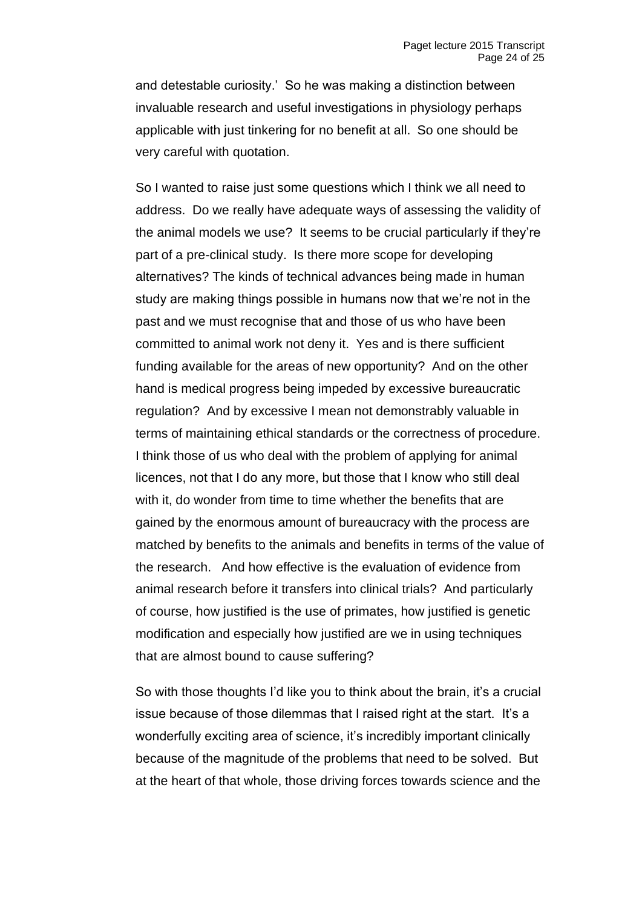and detestable curiosity.' So he was making a distinction between invaluable research and useful investigations in physiology perhaps applicable with just tinkering for no benefit at all. So one should be very careful with quotation.

So I wanted to raise just some questions which I think we all need to address. Do we really have adequate ways of assessing the validity of the animal models we use? It seems to be crucial particularly if they're part of a pre-clinical study. Is there more scope for developing alternatives? The kinds of technical advances being made in human study are making things possible in humans now that we're not in the past and we must recognise that and those of us who have been committed to animal work not deny it. Yes and is there sufficient funding available for the areas of new opportunity? And on the other hand is medical progress being impeded by excessive bureaucratic regulation? And by excessive I mean not demonstrably valuable in terms of maintaining ethical standards or the correctness of procedure. I think those of us who deal with the problem of applying for animal licences, not that I do any more, but those that I know who still deal with it, do wonder from time to time whether the benefits that are gained by the enormous amount of bureaucracy with the process are matched by benefits to the animals and benefits in terms of the value of the research. And how effective is the evaluation of evidence from animal research before it transfers into clinical trials? And particularly of course, how justified is the use of primates, how justified is genetic modification and especially how justified are we in using techniques that are almost bound to cause suffering?

So with those thoughts I'd like you to think about the brain, it's a crucial issue because of those dilemmas that I raised right at the start. It's a wonderfully exciting area of science, it's incredibly important clinically because of the magnitude of the problems that need to be solved. But at the heart of that whole, those driving forces towards science and the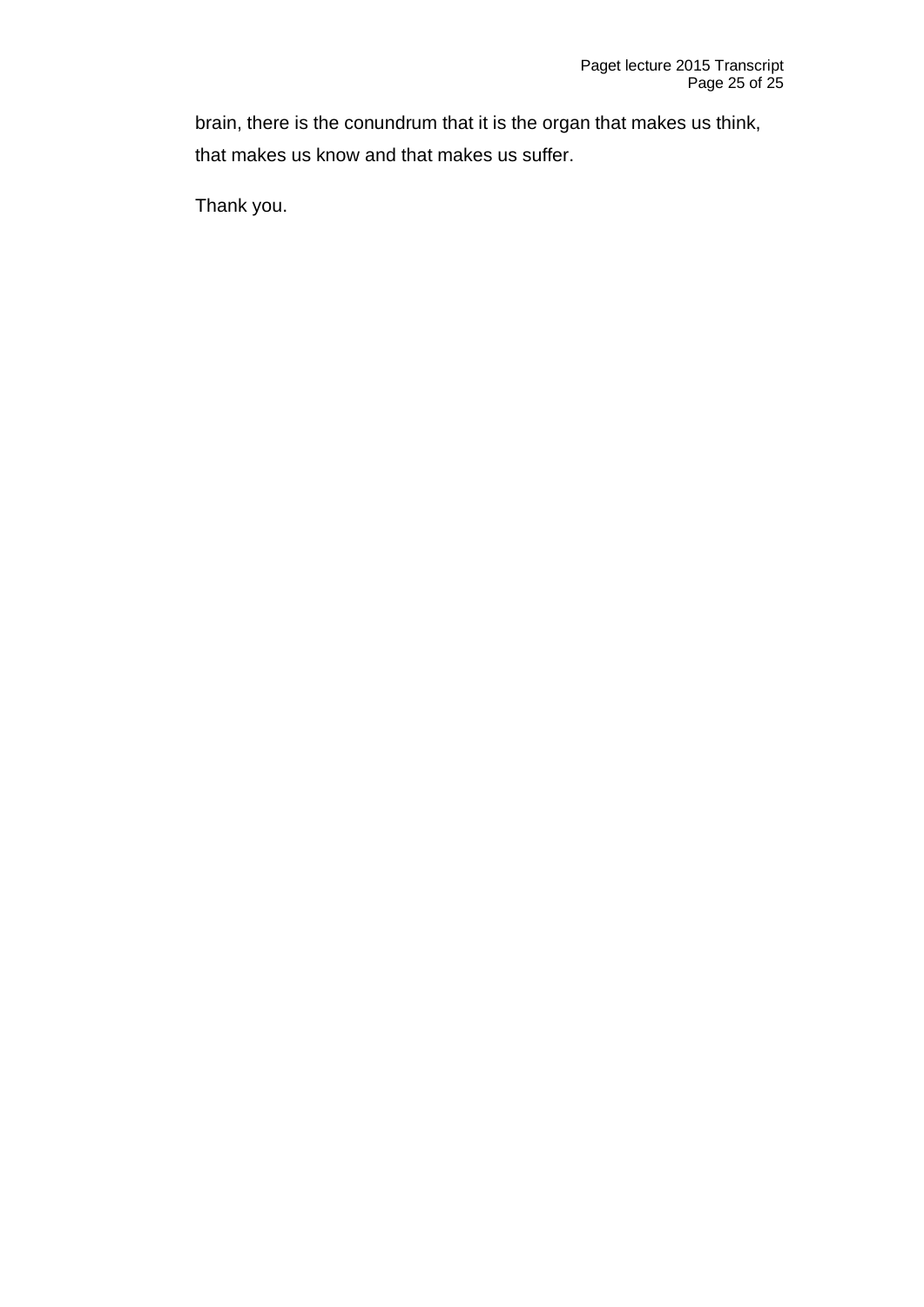brain, there is the conundrum that it is the organ that makes us think, that makes us know and that makes us suffer.

Thank you.